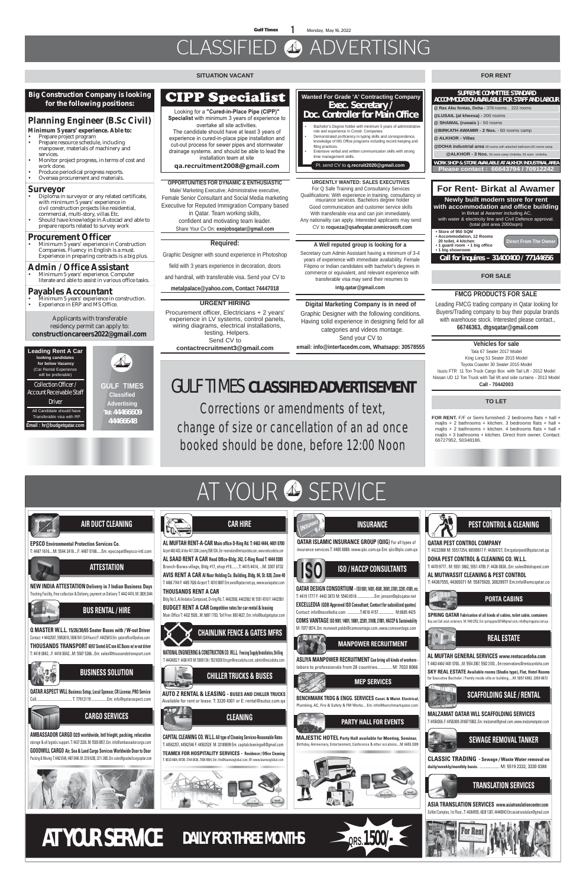# CLASSIFIED ADVERTISING

## SITUATION VACANT

### Big Construction Company is looking for the following positions:

**Planning Engineer (B.Sc Civil)**

Minimum 5 years' experience. Able to:
- Prepare project program
- Prepare resource schedule, including manpower, materials of machinery and services.
- Monitor project progress, in terms of cost and work done.
- Produce periodical progress reports.
- Oversea procurement and materials.

**Surveyor**
- Diploma in surveyor or any related certificate, with minimum 5 years' experience in civil construction projects like residential, commercial, multi-story, villas Etc.
- Should have knowledge in Autocad and able to prepare reports related to survey work

**Procurement Officer**
- Minimum 5 years' experience in Construction Companies. Fluency in English is a must. Experience in preparing contracts is a big plus.

**Admin / Office Assistant**
- Minimum 5 years' experience. Computer literate and able to assist in various office tasks.

**Payables Accountant**
- Minimum 5 years' experience in construction.
- Experience in ERP and MS Office.

Applicants with transferable residency permit can apply to: **constructioncareers2022@gmail.com**

---

### CIPP Specialist

Looking for a **"Cured-in-Place Pipe (CIPP)" Specialist** with minimum 3 years of experience to overtake all site activities.
The candidate should have at least 3 years of experience in cured-in-place pipe installation and cut-out process for sewer pipes and stormwater drainage systems. and should be able to lead the installation team at site

**qa.recruitment2008@gmail.com**

---

### Wanted For Grade 'A' Contracting Company
### Exec. Secretary / Doc. Controller for Main Office

- Bachelor's Degree holder with minimum 5 years of administrative role and experience in Constr. Companies
- Demonstrated proficiency in typing skills and correspondence, knowledge of MS Office programs including record keeping and filing practices.
- Extensive verbal and written communication skills with strong time management skills.

Pl. send CV to **q.recruit2020@gmail.com**

---

**OPPORTUNITIES FOR DYNAMIC & ENTHUSIASTIC**

Male/ Marketing Executive, Administrative executive, Female Senior Consultant and Social Media marketing Executive for Reputed Immigration Company based in Qatar. Team working skills, confident and motivating team leader.
Share Your Cv On: **exojobsqatar@gmail.com**

---

**URGENTLY WANTED: SALES EXECUTIVES**

For Q Safe Training and Consultancy Services
Qualifications: With experience in training, consultancy or insurance services. Bachelors degree holder
Good communication and customer service skills
With transferable visa and can join immediately.
Any nationality can apply. Interested applicants may send CV to **roqueza@qsafeqatar.onmicrosoft.com**

---

**Required:**

Graphic Designer with sound experience in Photoshop field with 3 years experience in decoration, doors and handrail, with transferable visa. Send CV to
**metalpalace@yahoo.com, Contact 74447018**

---

**A Well reputed group is looking for a**

Secretary cum Admin Assistant having a minimum of 3-4 years of experience with immediate availability. Female Filipino or Indian candidates with bachelor's degrees in commerce or equivalent, and relevant experience with transferable visa may send their resumes to
**intg.qatar@gmail.com**

---

**URGENT HIRING**

Procurement officer, Electricians + 2 years' experience in LV systems, control panels, wiring diagrams, electrical installations, testing. Helpers.
Send CV to
**contactrecruitment3@gmail.com**

---

**Digital Marketing Company is in need of**

Graphic Designer with the following conditions. Having solid experience in designing field for all categories and videos montage.
Send your CV to
**email: info@interfacedm.com, Whatsapp: 30578555**

---

**Leading Rent A Car** looking candidates for below Vacancy (Car Rental Experience will be preferable)

Collection Officer / Account Receivable Staff
Driver

All Candidate should have Transferable visa with RP.
**Email : hr@budgetqatar.com**

---

GULF TIMES Classified Advertising Tel: 44466609 44466648

---

# GULF TIMES CLASSIFIED ADVERTISEMENT

Corrections or amendments of text, change of size or cancellation of an ad once booked should be done, before 12:00 Noon

---

## FOR RENT

**SUPREME COMMITTEE STANDARD ACCOMMODATION AVAILABLE FOR STAFF AND LABOUR**

- @ Ras Abu fontas, Doha - 378 rooms , 222 rooms
- @LUSAIL (al kheesa) - 200 rooms
- @ SHAMAL (ruwais ) - 50 rooms
- @BIRKATH AWAMIR - 2 Nos. - 60 rooms camp
- @ ALKHOR - Villas
- @DOHA industrial area 83 rooms with attached bathroom,65 rooms camp
- @ALKHOR - 3 Nos. 56 room camp Umbrika, 53 room Umbrika

**WORK SHOP & STORE AVAILABLE AT ALKHOR INDUSTRIAL AREA**
**Please contact : 66643794 / 70912242**

---

### For Rent- Birkat al Awamer

**Newly built modern store for rent with accommodation and office building** in Birkat al Awamer including AC, with water & electricity line and Civil Defence approval. (total plot area 2000sqm)

- Store of 950 SQM
- Accommodation, 12 Rooms 20 toilet, 4 kitchen
- 1 guard room • 1 big office
- 1 big showroom

Direct From The Owner

**Call for inquires – 31400400 / 77144656**

---

## FOR SALE

**FMCG PRODUCTS FOR SALE**

Leading FMCG trading company in Qatar looking for Buyers/Trading company to buy their popular brands with warehouse stock. Interested please contact., **66746363, dtgsqatar@gmail.com**

---

**Vehicles for sale**

Tata 67 Seater 2017 Model
King Long 51 Seater 2015 Model
Toyota Coaster 30 Seater 2015 Model
Isuzu FTR 11 Ton Truck Cargo Box with Tail Lift - 2012 Model
Nissan UD 12 Ton Truck with Tail lift and side curtains - 2013 Model
**Call - 70442003**

---

## TO LET

**FOR RENT.** F/F or Semi furnished. 2 bedrooms flats + hall + majlis + 2 bathrooms + kitchen. 3 bedrooms flats + hall + majlis + 2 bathrooms + kitchen. 4 bedrooms flats + hall + majlis + 3 bathrooms + kitchen. Direct from owner. Contact: 66727952, 50348186.

---

# AT YOUR SERVICE

### AIR DUCT CLEANING

**EPSCO Environmental Protection Services Co.**
T: 4487 1616....M: 5544 2418....F: 4487 0166.....Em: epscoqat@epsco-intl.com

### ATTESTATION

**NEW INDIA ATTESTATION Delivery in 7 Indian Business Days**
Tracking Facility, Free collection & Delivery, payment on Delivery T: 4442 4474, M: 3809 2444

### BUS RENTAL / HIRE

**Q MASTER W.L.L. 15/26/30/65 Seater Buses with / W-out Driver**
Contact # 44432507, 55853618, 55861541 (24 Hours) F: 44425610 Em: qataroffice@yahoo.com

**THOUSANDS TRANSPORT 60/67 Seated A/C non AC Buses w/ w-out driver**
T: 4418 0042....F: 4418 0042....M: 5587 5266...Em: sales@thousandstransport.com

### BUSINESS SOLUTION

**QATAR ASPECT WLL Business Setup, Local Sponsor, CR License, PRO Service**
Call................................T: 77912119...............Em: info@qataraspect.com

### CARGO SERVICES

**AMBASSADOR CARGO D2D worldwide, Intl frieght, packing, relocation**
storage & all logistic support..T: 4437 3338, M: 5500 8857..Em: info@ambassadorcargo.com

**GOODWILL CARGO Air, Sea & Land Cargo Services Worldwide Door to Door**
Packing & Moving T: 4462 6549, 4467 0440..M: 3318 8200, 3311 2400..Em: sales@goodwillcargoqatar.com

### CAR HIRE

**AL MUFTAH RENT-A-CAR Main office D-Ring Rd. T: 4463 4444, 4401 0700**
Airport 4463 4433, Al khor 4411 3344, Leasing 5589 1334, Em: reservations@rentacardoha.com...www.rentacardoha.com

**AL SAAD RENT A CAR Head Office-Bldg: 242, C-Ring Road T: 4444 9300**
Branch-Barwa village, Bldg #17, shop #19.......T: 4415 4414, ...M: 3307 6732

**AVIS RENT A CAR Al Nasr Holding Co. Building, Bldg. 84, St. 820, Zone 40**
T: 4466 7744 F: 4465 7626 Airport T: 4010 8887 Em:avis@qatar.net.qa, www.avisqatar.com

**THOUSANDS RENT A CAR**
Bldg No.3, Al Andalus Compound, D-ring Rd. T: 44423560, 44423562 M: 5551 4510 F: 44423561

**BUDGET RENT A CAR Competitive rates for car rental & leasing**
Main Office T: 4432 5500...M: 6697 1703, Toll Free: 800 4627, Em: info@budgetqatar.com

### CHAINLINK FENCE & GATES MFRS

**NATIONAL ENGINEERING & CONSTRUCTION CO. W.L.L. Fencing Supply/Installation, Drilling**
T: 44434052 F: 44361475 M: 55881134 / 55218209 Em:gm@necodoha.com, admin@necodoha.com

### CHILLER TRUCKS & BUSES

**AUTO Z RENTAL & LEASING - BUSES AND CHILLER TRUCKS**
Available for rent or lease. T: 3320 4301 or E: rental@autoz.com.qa

### CLEANING

**CAPITAL CLEANING CO. W.L.L. All type of Cleaning Services-Reasonable Rates**
T: 44582257, 44582546 F: 44582529 M: 33189899 Em: capitalcleaningwll@gmail.com

**TEAMEX FOR HOSPITALITY SERVICES - Residence / Office Cleaning**
T: 4032 6464, M/3B: 3144 6426, 7004 6854, Em: info@teamexglobal.com, W: www.teamexglobal.com

### INSURANCE

**QATAR ISLAMIC INSURANCE GROUP (QIIG)** For all types of insurance services.T: 4465 8888. www.qiic.com.qa Em: qiic@qiic.com.qa

### ISO / HACCP CONSULTANTS

**QATAR DESIGN CONSORTIUM - ISO 9001, 14001, 45001, 39001, 27001, 22301, 41001, etc.**
T: 4419 1777 F: 4443 3873 M: 5540 6516 ...................Em: jenson@qdcqatar.net

**EXCELLEDIA (QDB Approved ISO Consultant; Contact for subsidized quotes)**
Contact: info@excelledia.com ..............T:4016-4157............... M:6685 4425

**COMS VANTAGE ISO 9001, 14001, 18001, 22301, 31000, 27001, HACCP & Sustainability**
M: 7077 9574, Em: muneesh.pabbi@comsvantage.com..www.comsvantage.com

### MANPOWER RECRUITMENT

**ASLIYA MANPOWER RECRUITMENT Can bring all kinds of workers -**
labors to professionals from 28 countries............. M: 7033 8066

### MEP SERVICES

**BENCHMARK TRDG & ENGG. SERVICES Const. & Maint. Electrical,**
Plumbing, AC, Fire & Safety & FM Works... Em: info@benchmarkqatar.com

### PARTY HALL FOR EVENTS

**MAJESTIC HOTEL Party Hall available for Meeting, Seminar,**
Birthday, Anniversary, Entertainment, Conference & other occations....M: 6655 3309

### PEST CONTROL & CLEANING

**QATAR PEST CONTROL COMPANY**
T: 44222888 M: 55517254, 66590617 F: 44368727, Em:qatarpest@qatar.net.qa

**DOHA PEST CONTROL & CLEANING CO. W.L.L.**
T: 4470 9777.. M: 5551 3862, 5551 4709..F: 4436 0838...Em: sales@dohapest.com

**AL MUTWASSIT PEST CONTROL & CLEANING**
T: 44367555, 44365071 M: 55875920, 30029977 Em:info@amcqatar.co

### PORTA CABINS

**SPRING QATAR Fabrication of all kinds of cabins, toilet cabins, containers**
Buy and Sell used containers. M: 7449 2702, Em: springqatar2019@gmail.com, info@springqatar.com.qa

### REAL ESTATE

**AL MUFTAH GENERAL SERVICES www.rentacardoha.com**
T: 4463 4444/ 4401 0700....M: 5554 2067, 5582 3100....Em:reservations@rentacardoha.com

**SKY REAL ESTATE Available rooms (Studio type), Flat, Hotel Rooms**
for Executive Bachelor / Family inside villa or building.....M: 5057 6993, 3359 8672

### SCAFFOLDING SALE / RENTAL

**MALZAMAT QATAR WLL SCAFFOLDING SERVICES**
T: 44504266..F: 44502489..M:66715063..Em: malzamat@gmail.com..www.malzamatqatar.com

### SEWAGE REMOVAL TANKER

**CLASSIC TRADING - Sewage / Waste Water removal on daily/weekly/monthly basis.** ................. M: 5519 2332, 3330 0388

### TRANSLATION SERVICES

**ASIA TRANSLATION SERVICES www.asiatranslationcenter.com**
Salwa Complex, 1st Floor...T: 44364555, 4029 1307, 44440943 Em:asiatranslation@gmail.com

---

**AT YOUR SERVICE DAILY FOR THREE MONTHS QRS. 1500/-**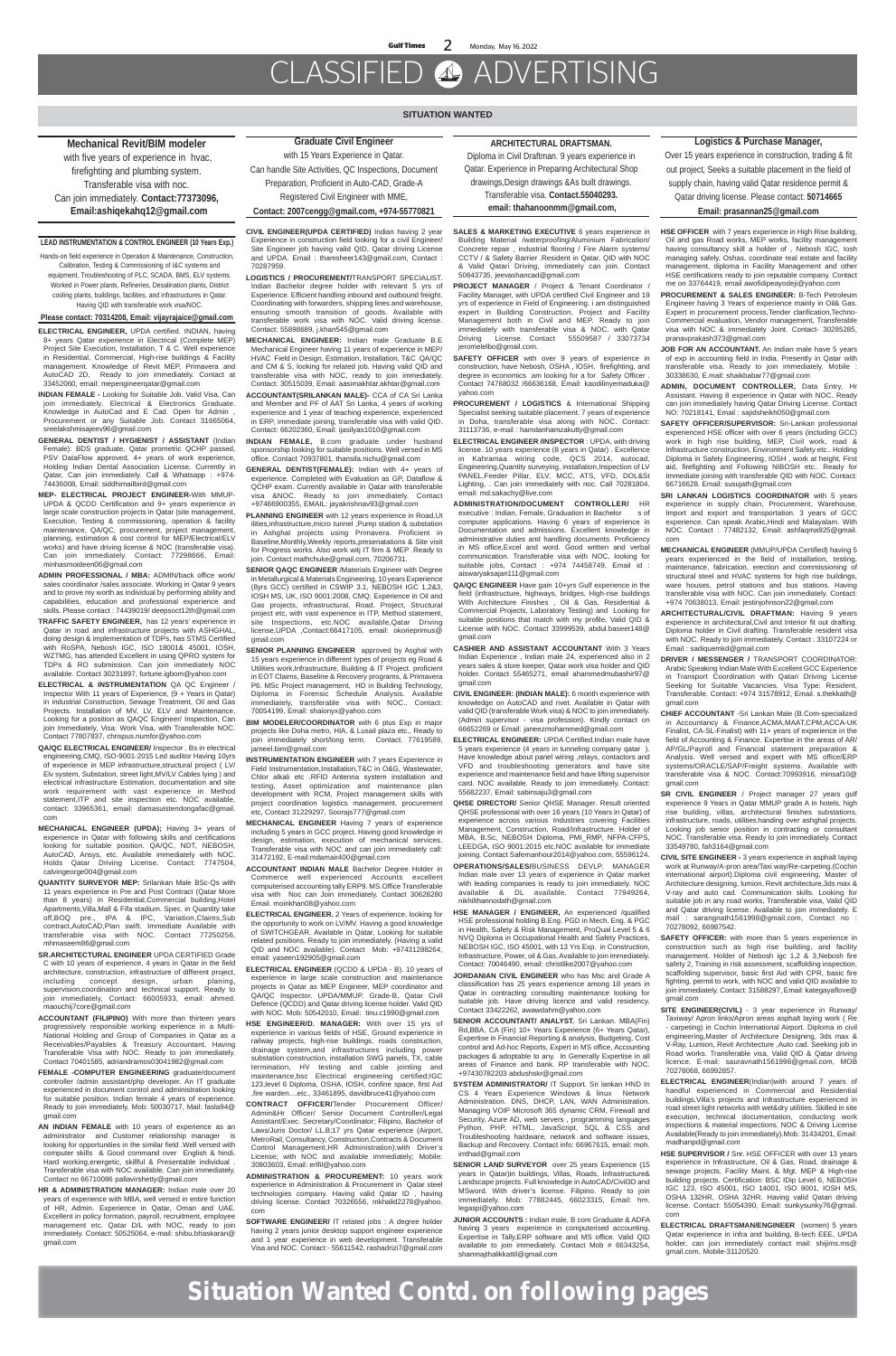# CLASSIFIED ADVERTISING

## SITUATION WANTED

**Mechanical Revit/BIM modeler**
with five years of experience in hvac, firefighting and plumbing system. Transferable visa with noc. Can join immediately. **Contact:77373096, Email:ashiqekahq12@gmail.com**

**Graduate Civil Engineer**
with 15 Years Experience in Qatar. Can handle Site Activities, QC Inspections, Document Preparation, Proficient in Auto-CAD, Grade-A Registered Civil Engineer with MME, **Contact: 2007cengg@gmail.com, +974-55770821**

**ARCHITECTURAL DRAFTSMAN.**
Diploma in Civil Draftman. 9 years experience in Qatar. Experience in Preparing Architectural Shop drawings,Design drawings &As built drawings. Transferable visa. **Contact.55040293. email: thahanoonmm@gmail.com,**

**Logistics & Purchase Manager,**
Over 15 years experience in construction, trading & fit out project, Seeks a suitable placement in the field of supply chain, having valid Qatar residence permit & Qatar driving license. Please contact: **50714665 Email: prasannan25@gmail.com**

**LEAD INSTRUMENTATION & CONTROL ENGINEER (10 Years Exp.)**
Hands-on field experience in Operation & Maintenance, Construction, Calibration, Testing & Commissioning of I&C systems and equipment. Troubleshooting of PLC, SCADA, BMS, ELV systems. Worked in Power plants, Refineries, Desalination plants, District cooling plants, buildings, facilities, and infrastructures in Qatar. Having QID with transferable work visa/NOC.
**Please contact: 70314208, Email: vijayrajaice@gmail.com**

**ELECTRICAL ENGINEER,** UPDA certified. INDIAN, having 8+ years Qatar experience in Electrical (Complete MEP) Project Site Execution, Installation, T & C. Well experience in Residential, Commercial, High-rise buildings & Facility management. Knowledge of Revit MEP, Primavera and AutoCAD 2D, Ready to join immediately. Contact at 33452060, email: mepengineerqatar@gmail.com

**INDIAN FEMALE -** Looking for Suitable Job. Valid Visa, Can join immediately. Electrical & Electronics Graduate. Knowledge in AutoCad and E Cad. Open for Admin , Procurement or any Suitable Job. Contact 31665064, sreelakshmisajeeve96@gmail.com

**GENERAL DENTIST / HYGIENIST / ASSISTANT** (Indian Female): BDS graduate, Qatar prometric QCHP passed, PSV DataFlow approved, 4+ years of work experience, Holding Indian Dental Association License, Currently in Qatar, Can join immediately. Call & Whatsapp : +974-74436008, Email: siddhimailbird@gmail.com

**MEP- ELECTRICAL PROJECT ENGINEER-**With MMUP-UPDA & QCDD Certification and 9+ years experience in large scale construction projects in Qatar (site management, Execution, Testing & commissioning, operation & facility maintenance, QA/QC, procurement, project management, planning, estimation & cost control for MEP/Electrical/ELV works) and have driving license & NOC (transferable visa). Can join immediately. Contact: 77298666, Email: minhasmoideen06@gmail.com

**ADMIN PROFESSIONAL / MBA:** ADMIN/back office work/ sales coordinator /sales associate. Working in Qatar 9 years and to prove my worth as individual by performing my ability and capabilities, education and professional experience and skills. Please contact : 74439019/ deepsoct12th@gmail.com

**TRAFFIC SAFETY ENGINEER,** has 12 years' experience in Qatar in road and infrastructure projects with ASHGHAL, doing design & implementation of TDPs, has STMS Certified with RoSPA, Nebosh IGC, ISO 18001& 45001, IOSH, WZTMG, has attended Excellent in using QPRO system for TDPs & RO submission. Can join immediately with NOC available. Contact 30231897, fortune.igbom@yahoo.com

**ELECTRICAL & INSTRUMENTATION** QA QC Engineer / Inspector With 11 years of Experience, (9 + Years in Qatar) in industrial Construction, Sewage Treatment, Oil and Gas Projects. Installation of MV, LV, ELV and Maintenance, Looking for a position as QA/QC Engineer/ Inspector, Can join Immediately, Visa: Work Visa, with Transferable NOC. Contact 77807837, chrispus.numfor@yahoo.com

**QA/QC ELECTRICAL ENGINEER/** Inspector . Bs in electrical engineering,CMQ, ISO-9001-2015 Led auditor Having 10yrs of experience in MEP infrastructure,structural project ( LV/ Elv system, Substation, street light,MV/LV Cables lying ) and electrical infrastructure Estimation, documentation and site work requirement with vast experience in Method statement,ITP and site inspection etc. NOC available, contact: 33965361, email: damasuistendongafac@gmail.com

**MECHANICAL ENGINEER (UPDA);** Having 3+ years of experience in Qatar with following skills and certifications looking for suitable position. QA/QC, NDT, NEBOSH, AutoCAD, Ansys, etc. Available immediately with NOC. Holds Qatar Driving License. Contact: 7747504, calvingeorge004@gmail.com

**QUANTITY SURVEYOR MEP:** Srilankan Male BSc-Qs with 11 years experience in Pre and Post Contract (Qatar More than 8 years) in Residential,Commercial building,Hotel Apartments,Villa,Mall & Fifa stadium. Spec. in Quantity take off,BOQ pre., IPA & IPC, Variation,Claims,Sub contract,AutoCAD,Plan swift. Immediate Available with transferable visa with NOC. Contact 77250256, mhmaseem86@gmail.com

**SR.ARCHITECTURAL ENGINEER** UPDA CERTIFIED Grade C with 10 years of experience, 4 years in Qatar in the field architecture, construction, infrastructure of different project, including concept design, urban planing, supervision,coordination and technical support. Ready to join immediately, Contact: 66005933, email: ahmed. maouchij7core@gmail.com

**ACCOUNTANT (FILIPINO)** With more than thirteen years progressively responsible working experience in a Multi-National Holding and Group of Companies in Qatar as a Receivables/Payables & Treasury Accountant. Having Transferable Visa with NOC. Ready to join immediately. Contact 70401585, adriandramos03041982@gmail.com

**FEMALE -COMPUTER ENGINEERING** graduate/document controller /admin assistant/php developer. An IT graduate experienced in document control and administration looking for suitable position. Indian female 4 years of experience. Ready to join immediately. Mob: 50030717, Mail: fasla94@ gmail.com

**AN INDIAN FEMALE** with 10 years of experience as an administrator and Customer relationship manager is looking for opportunities in the similar field .Well versed with computer skills & Good command over English & hindi. Hard working,energetic, skillful & Presentable individual . Transferable visa with NOC available. Can join immediately. Contact no 66710086 pallavirshetty@gmail.com

**HR & ADMINISTRATION MANAGER:** Indian male over 20 years of experience with MBA, well versed in entire function of HR, Admin. Experience in Qatar, Oman and UAE. Excellent in policy formation, payroll, recruitment, employee management etc. Qatar D/L with NOC, ready to join immediately. Contact: 50525064, e-mail: shibu.bhaskaran@ gmail.com

**CIVIL ENGINEER(UPDA CERTIFIED)** Indian having 2 year Experience in construction field looking for a civil Engineer/ Site Engineer job having valid QID, Qatar driving License and UPDA. Email : thamsheer143@gmail.com, Contact : 70287959.

**LOGISTICS / PROCUREMENT/**TRANSPORT SPECIALIST. Indian Bachelor degree holder with relevant 5 yrs of Experience. Efficient handling inbound and outbound freight. Coordinating with forwarders, shipping lines and warehouse, ensuring smooth transition of goods. Available with transferable work visa with NOC. Valid driving license. Contact: 55898689, j.khan545@gmail.com

**MECHANICAL ENGINEER:** Indian male Graduate B.E Mechanical Engineer having 11 years of experience in MEP/ HVAC Field in Design, Estimation, Installation, T&C QA/QC and CM & S, looking for related job. Having valid QID and transferable visa with NOC, ready to join immediately. Contact: 30515039, Email: aasimakhtar.akhtar@gmail.com

**ACCOUNTANT(SRILANKAN MALE)-** CCA of CA Sri Lanka and Member and FF of AAT Sri Lanka, 4 years of working experience and 1 year of teaching experience, experienced in ERP, immediate joining, transferable visa with valid QID. Contact: 66202360, Email: ijasilyas1010@gmail.com

**INDIAN FEMALE,** B.com graduate under husband sponsorship looking for suitable positions. Well versed in MS office. Contact 70937801, thansila.nichu@gmail.com

**GENERAL DENTIST(FEMALE):** Indian with 4+ years of experience. Completed with Evaluation as GP, DataFlow & QCHP exam. Currently available in Qatar with transferable visa &NOC. Ready to join immediately. Contact +97466900355, EMAIL: jayalekshmav63@gmail.com

**PLANNING ENGINEER** with 12 years experience in Road,Ut ilities,infrastructure,micro tunnel ,Pump station & substation in Ashghal projects using Primavera. Proficient in Baseline,Monthly,Weekly reports,presenatations & Site visit for Progress works. Also work wiz IT firm & MEP .Ready to join. Contact mathchuke@gmail.com, 70206731.

**SENIOR QA/QC ENGINEER** /Materials Engineer with Degree in Metallurgical & Materials Engineering, 10 years Experience (8yrs GCC) certified in CSWIP 3.1, NEBOSH IGC 1,2&3, IOSH MS, UK, ISO 9001:2008, CMQ; Experience in Oil and Gas projects, infrastructural, Road, Project, Structural project etc, with vast experience in ITP, Method statement, site Inspections, etc.NOC available,Qatar Driving license,UPDA ,Contact:66417105, email: okorieprimus@ gmail.com

**SENIOR PLANNING ENGINEER** approved by Asghal with 15 years experience in different types of projects eg Road & Utilities work,Infrastructure, Building & IT Project. proficient in EOT Claims, Baseline & Recovery programs, & Primavera P6. MSc Project management, HD in Building Technology, Diploma in Forensic Schedule Analysis. Available immediately, transferable visa with NOC.. Contact: 70054199, Email: shaionyx@yahoo.com

**BIM MODELER/COORDINATOR** with 6 plus Exp in major projects like Doha metro, HIA, & Lusail plaza etc., Ready to join immediately short/long term. Contact. 77619589, jameel.bim@gmail.com

**INSTRUMENTATION ENGINEER** with 7 years Experience in Field Instrumentation,Installation,T&C in O&G, Wastewater, Chlor alkali etc .RFID Antenna system installation and testing, Asset optimization and maintenance plan development with RCM, Project management skills with project coordination logistics management, procurement etc, Contact 31229297, Soorajs777@gmail.com

**MECHANICAL ENGINEER** Having 7 years of experience including 5 years in GCC project. Having good knowledge in design, estimation, execution of mechanical services. Transferable visa with NOC and can join immediately call: 31472192, E-mail:mdamair400@gmail.com

**ACCOUNTANT INDIAN MALE** Bachelor Degree Holder in Commerce well experienced Accounts excellent computerised accounting tally ERP9. MS.Office Transferable visa with Noc can Join immediately. Contact 30628280 Email. moinkhan08@yahoo.com

**ELECTRICAL ENGINEER.** 2 Years of experience, looking for the opportunity to work on LV/MV. Having a good knowledge of SWITCHGEAR. Available in Qatar, Looking for suitable related positions. Ready to join immediately. (Having a valid QID and NOC available). Contact Mob: +97431288264, email: yaseen192905@gmail.com

**ELECTRICAL ENGINEER** (QCDD & UPDA - B). 10 years of experience in large scale construction and maintenance projects in Qatar as MEP Engineer, MEP coordinator and QA/QC Inspector. UPDA/MMUP. Grade-B, Qatar Civil Defence (QCDD) and Qatar driving license holder. Valid QID with NOC. Mob: 50542010, Email: tinu.c1990@gmail.com

**HSE ENGINEER/O. MANAGER:** With over 15 yrs of experience in various fields of HSE, Ground experience in railway projects, high-rise buildings, roads construction, drainage system,and infrastructures including power substation construction, installation SWG panels, TX, cable termination, HV testing and cable jointing and maintenance,bsc Electrical engineering certified;IGC 123,level 6 Diploma, OSHA, IOSH, confine space, first Aid ,fire warden....etc., 33461895, davidbruce41@yahoo.com

**CONTRACT OFFICER/**Tender Procurement Officer/ Admin&Hr Officer/ Senior Document Controller/Legal Assistant/Exec. Secretary/Coordinator; Filipino, Bachelor of Laws/Juris Doctor/ LL.B;17 yrs Qatar experience (Airport, MetroRail, Consultancy, Construction,Contracts & Document Control Management,HR Administration);with Driver's License; with NOC and available immediately; Mobile: 30803603, Email: erlfil@yahoo.com

**ADMINISTRATION & PROCUREMENT:** 10 years work experience in Administration & Procurement in Qatar steel technologies company. Having valid Qatar ID , having driving license. Contact 70326556, mkhalid2278@yahoo. com

**SOFTWARE ENGINEER/** IT related jobs : A degree holder having 2 years junior desktop support engineer experience and 1 year experience in web development. Transferable Visa and NOC. Contact:- 55611542, rashadrizi7@gmail.com

**SALES & MARKETING EXECUTIVE** 6 years experience in Building Material /waterproofing/Aluminium Fabrication/ Concrete repair , industrial flooring / Fire Alarm systems/ CCTV / & Safety Barrier .Resident in Qatar, QID with NOC & Valid Qatari Driving, immediately can join. Contact 50643735, jeevashancad@gmail.com

**PROJECT MANAGER** / Project & Tenant Coordinator / Facility Manager, with UPDA certified Civil Engineer and 19 yrs of experience in Field of Engineering. i am distinguished expert in Building Construction, Project and Facility Management both in Civil and MEP. Ready to join immediately with transferable visa & NOC. with Qatar Driving License. Contact 55509587 / 33073734 jeromelelbo@gmail.com.

**SAFETY OFFICER** with over 9 years of experience in construction, have Nebosh, OSHA , IOSH, firefighting, and degree in economics am looking for a for Safety Officer . Contact 74768032 /66636168, Email: kaodilinyemaduka@ yahoo.com

**PROCUREMENT / LOGISTICS** & International Shipping Specialist seeking suitable placement. 7 years of experience in Doha, transferable visa along with NOC. Contact: 31113736, e-mail : hamdanhamzakutty@gmail.com

**ELECTRICAL ENGINEER INSPECTOR** : UPDA, with driving license. 10 years experience (8 years in Qatar) . Excellence in Kahramaa wiring code, QCS 2014, autocad, Engineering,Quantity surveying, installation,Inspection of LV PANEL,Feeder Pillar, ELV, MCC, ATS, VFD, DOL&St Lighting, . Can join immediately with noc. Call 70281804. email: md.sakachy@live.com

**ADMINISTRATION/DOCUMENT CONTROLLER/** HR executive : Indian, Female, Graduation in Bachelor s of computer applications. Having 6 years of experience in Documentation and admissions. Excellent knowledge in administrative duties and handling documents. Proficiency in MS office,Excel and word. Good written and verbal communication. Transferable visa with NOC, looking for suitable jobs, Contact : +974 74458749, Email id : aiswaryaksajan111@gmail.com

**QA/QC ENGINEER** Have gain 10+yrs Gulf experience in the field (infrastructure, highways, bridges, High-rise buildings With Architecture Finishes , Oil & Gas, Residential & Commercial Projects, Laboratory Testing) and Looking for suitable positions that match with my profile. Valid QID & License with NOC. Contact 33999539, abdul.baseer148@ gmail.com

**CASHIER AND ASSISTANT ACCOUNTANT** With 3 Years Indian Experience . Indian male 24, experienced also in 2 years sales & store keeper, Qatar work visa holder and QID holder. Contact 55465271, email ahammedmubashir97@ gmail.com

**CIVIL ENGINEER: (INDIAN MALE):** 6 month experience with knowledge on AutoCAD and rivet. Available in Qatar with valid QID (transferable Work visa) & NOC to join immediately. (Admin supervisor - visa profession). Kindly contact on 66652269 or Email: janeezmohammed@gmail.com

**ELECTRICAL ENGINEER:** UPDA Certified.Indian male have 5 years experience (4 years in tunneling company qatar ). Have knowledge about panel wiring ,relays, contactors and VFD and troubleshooting generators and have site experience and maintenance field and have lifting supervisor card. NOC available. Ready to join immediately. Contact: 55682237, Email: sabinsaju3@gmail.com

**QHSE DIRECTOR/** Senior QHSE Manager. Result oriented QHSE professional with over 16 years (10 Years in Qatar) of experience across various Industries covering Facilities Management, Construction, Road/Infrastructure. Holder of MBA, B.Sc, NEBOSH Diploma, PMI_RMP, NFPA-CFPS, LEED GA, ISO 9001:2015 etc.NOC available for immediate joining. Contact Safemanhour2014@yahoo.com, 55596124.

**OPERATIONS/SALES/**BUSINESS DEVLP. MANAGER Indian male over 13 years of experience in Qatar market with leading companies is ready to join immediately. NOC available & DL available. Contact 77949264, nikhilthannodath@gmail.com

**HSE MANAGER / ENGINEER,** An experienced /qualified HSE professional holding B.Eng. PGD in Mech. Eng. & PGC in Health, Safety & Risk Management, ProQual Level 5 & 6 NVQ Diploma in Occupational Health and Safety Practices, NEBOSH IGC, ISO 45001, with 13 Yrs Exp. in Construction, Infrastructure, Power, oil & Gas,Available to join immediately. Contact: 70046490, email: christlike2007@yahoo.com

**JORDANIAN CIVIL ENGINEER** who has Msc and Grade A classification has 25 years experience among 18 years in Qatar in contracting consulting maintenance looking for suitable job. Have driving licence and valid residency. Contact 33422262, awawdahm@yahoo.com

**SENIOR ACCOUNTANT/ ANALYST.** Sri Lankan. MBA(Fin) Rd,BBA, CA (Fin) 10+ Years Experience (6+ Years Qatar), Expertise in Financial Reporting & analysis, Budgeting, Cost control and Ad-hoc Reports. Expert in MS office, Accounting packages & adoptable to any. In Generally Expertise in all areas of Finance and bank. RP transferable with NOC. +97430782203 abdulrbsk@gmail.com

**SYSTEM ADMINISTRATOR/** IT Support. Sri lankan HND in CS 4 Years Experience Windows & linux Network Administration. DNS, DHCP, LAN, WAN Administration. Managing VOIP Microsoft 365 dynamic CRM, Firewall and Security, Azure AD, web servers , programming languages Python, PHP, HTML, JavaScript, SQL & CSS and Troubleshooting hardware, network and software issues, Backup and Recovery. Contact info: 66967615, email: moh. imthad@gmail.com

**SENIOR LAND SURVEYOR** over 25 years Experience (15 years in Qatar)in buildings, Villas, Roads, Infrastructure& Landscape projects. Full knowledge in AutoCAD/Civil3D and MSword. With driver's license. Filipino. Ready to join immediately. Mob: 77882445, 66023315, Email: hm. legaspi@yahoo.com

**JUNIOR ACCOUNTS :** Indian male, B com Graduate & ADFA having 3 years experience in computerised accounting. Expertise in Tally,ERP software and MS office. Valid QID available to join immediately. Contact Mob # 66343254, shamnajthalikkattil@gmail.com

**HSE OFFICER** with 7 years experience in High Rise building, Oil and gas Road works, MEP works, facility management having consultancy skill a holder of , Nebosh IGC, Iosh managing safely, Oshas, coordinate real estate and facility management, diploma in Facility Management and other HSE certifications ready to join reputable company. Contact me on 33764419, email awofidipeayodeji@yahoo.com

**PROCUREMENT & SALES ENGINEER:** B-Tech Petroleum Engineer having 3 Years of experience mainly in Oil& Gas. Expert in procurement process,Tender clarification,Techno-Commercial evaluation, Vendor management, Transferable visa with NOC & immediately Joint. Contact- 30285285, pranavprakash373@gmail.com

**JOB FOR AN ACCOUNTANT.** An Indian male have 5 years of exp in accounting field in India. Presently in Qatar with transferable visa. Ready to join immediately. Mobile : 30338630, E mail: shaikbabar77@gmail.com

**ADMIN, DOCUMENT CONTROLLER,** Data Entry, Hr Assistant. Having 8 experience in Qatar with NOC. Ready can join immediately having Qatar Driving License. Contact NO: 70218141, Email : sajidsheikh050@gmail.com

**SAFETY OFFICER/SUPERVISOR:** Sri-Lankan professional experienced HSE officer with over 6 years (including GCC) work in high rise building, MEP, Civil work, road & Infrastructure construction, Environment Safety etc.. Holding Diploma in Safety Engineering, IOSH , work at height, First aid, firefighting and Following NEBOSH etc.. Ready for Immediate joining with transferable QID with NOC. Contact: 66716628. Email: susujath@gmail.com

**SRI LANKAN LOGISTICS COORDINATOR** with 5 years experience in supply chain, Procurement, Warehouse, Import and export and transportation. 3 years of GCC experience. Can speak Arabic,Hindi and Malayalam. With NOC. Contact : 77482132, Email: ashfaqma925@gmail. com

**MECHANICAL ENGINEER** (MMUP/UPDA Certified) having 5 years experienced in the field of installation, testing, maintenance, fabrication, erection and commissioning of structural steel and HVAC systems for high rise buildings, ware houses, petrol stations and bus stations. Having transferable visa with NOC. Can join immediately. Contact: +974 70638013, Email: jestinjohnson22@gmail.com

**ARCHITECTURAL/CIVIL DRAFTMAN:** Having 9 years experience in architectural,Civil and Interior fit out drafting. Diploma holder in Civil drafting. Transferable resident visa with NOC. Ready to join immediately. Contact : 33107224 or Email : sadiquemkd@gmail.com

**DRIVER / MESSENGER /** TRANSPORT COORDINATOR: Arabic Speaking Indian Male With Excellent GCC Experience in Transport Coordination with Qatari Driving License Seeking for Suitable Vacancies. Visa Type: Resident, Transferable. Contact: +974 31578912, Email. s.thekkath@ gmail.com

**CHIEF ACCOUNTANT** -Sri Lankan Male (B.Com-specialized in Accountancy & Finance,ACMA,MAAT,CPM,ACCA-UK Finalist, CA-SL-Finalist) with 11+ years of experience in the field of Accounting & Finance. Expertise in the areas of AR/ AP/GL/Payroll and Financial statement preparation & Analysis. Well versed and expert with MS office/ERP systems/ORACLE/SAP/Freight systems. Available with transferable visa & NOC. Contact:70993916, minsaf10@ gmail.com

**SR CIVIL ENGINEER** / Project manager 27 years gulf experience 9 Years in Qatar MMUP grade A in hotels, high rise building, villas, architectural finishes substations, infrastructure, roads, utilities,handing over ashghal projects. Looking job senior position in contracting or consultant NOC. Transferable visa. Ready to join immediately. Contact 33549780, fah3164@gmail.com

**CIVIL SITE ENGINEER -** 3 years experience in asphalt laying work at Runway/A-pron area/Taxi way/Re-carpeting.(Cochin international airport).Diploma civil engineering, Master of Architecture designing, Ismon, Revit architecture,3ds max & V-ray and auto cad. Communication skills. Looking for suitable job in any road works, Transferable visa, Valid QID and Qatar driving license. Available to join immediately. E mail : sarangnath1561998@gmail.com, Contact no : 70278092, 66987542.

**SAFETY OFFICER:** with more than 5 years experience in construction such as high rise building, and facility management. Holder of Nebosh igc 1,2 & 3,Nebosh fire safety 2, Training in risk assessment, scaffolding inspection, scaffolding supervisor, basic first Aid with CPR, basic fire fighting, permit to work, with NOC and valid QID available to join immediately. Contact: 31588297, Email: kategayaflove@ gmail.com

**SITE ENGINEER(CIVIL)** - 3 year experience in Runway/ Taxiway/ Apron links/Apron areas asphalt laying work ( Re - carpeting) in Cochin International Airport. Diploma in civil engineering,Master of Architecture Designing, 3ds max & V-Ray, Lumion, Revit Architecture ,Auto cad. Seeking job in Road works. Transferable visa, Valid QID & Qatar driving licence. E-mail: saurannath1561998@gmail.com, MOB 70278068, 66992857.

**ELECTRICAL ENGINEER**(Indian)with around 7 years of handful experienced in Commercial and Residential buildings,Villa's projects and Infrastructure experienced in road street light networks with wet&dry utilities. Skilled in site execution, technical documentation, conducting work inspections & material inspections. NOC & Driving License Available(Ready to join immediately).Mob: 31434201, Email: madhanpd@gmail.com

**HSE SUPERVISOR /** Snr. HSE OFFICER with over 13 years experience in Infrastructure, Oil & Gas, Road, drainage & sewage projects, Facility Maint. & Mgt. MEP & High-rise building projects. Certification: BSC IDip Level 6, NEBOSH IGC 123, ISO 45001, ISO 14001, ISO 9001, IOSH MS, OSHA 132HR, OSHA 32HR. Having valid Qatari driving license. Contact: 55054390, Email: sunkysunky76@gmail. com

**ELECTRICAL DRAFTSMAN/ENGINEER** (women) 5 years Qatar experience in infra and building, B-tech EEE, UPDA holder, can join immediately contact mail: shijiins.ms@ gmail.com, Mobile-31120520.

# Situation Wanted Contd. on following pages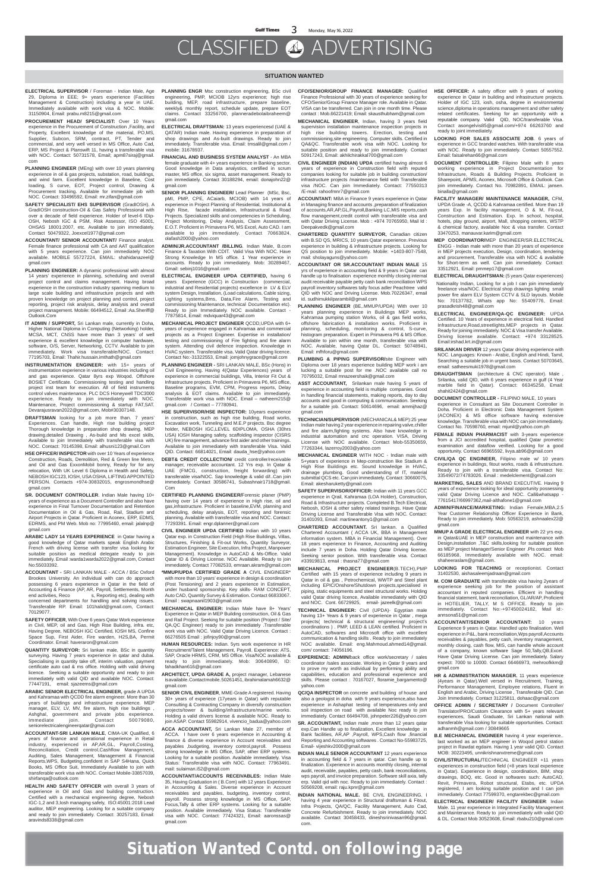# CLASSIFIED ADVERTISING

## SITUATION WANTED

**ELECTRICAL SUPERVISOR** / Foreman - Indian Male, Age 29, Diploma in EEE; 9+ years experience (Facilities Management & Construction) including a year in UAE. Immediately available with work visa & NOC. Mobile: 31150904, Email: prabu.m8215@gmail.com

**PROCUREMENT HEAD/ SPECIALIST:** Over 10 Years experience in the Procurement of Construction ,Facility, and Property, Excellent knowledge of the material, PO,MS, Supplier, Subcon, SRM, contract, PT, Tender and commercial, and very well versed in MS Office, Auto Cad, ERP, MS Project & Planswift 11, having a transferable visa with NOC. Contact: 50731578, Email; apm87siraj@gmail.com

**PLANNING ENGINEER** (MEng) with over 10 years planning experience in oil & gas projects, substation, road, buildings, and wind farm. Excellent knowledge in Baseline, Cost loading, S curve, EOT, Project control, Drawing & Procurement tracking. Available for immediate job with NOC. Contact: 33496592, Email: mr.zifan@gmail.com

**SAFETY SPECIALIST/ EHS SUPERVISOR** (GradIOSH). A GradIOSH construction-Oil & Gas Safety Professional with over a decade of field experience. Holder of level-6 IDip-OSH, Nebosh IGC & PSM, Risk Assessor, ISO 45001, OHSAS 18001:2007, etc. Available to join immediately. Contact 50479322, Joexcel1977@gmail.com

**ACCOUNTANT/ SENIOR ACCOUNTANT/** Finance analyst. Female finance professional with CA and AAT qualification with 5 years experience. Can join immediately NOC available. MOBILE 55727224, EMAIL: shahidanazeel@gmail.com

**PLANNING ENGINEER:** A dynamic professional with almost 14 years' experience in planning, scheduling and overall project control and claims management. Having broad experience in the construction industry spanning medium to large scale building and infrastructure projects and with proven knowledge on project planning and control, project reporting, project risk analysis, delay analysis and overall project management. Mobile: 66494512, Email :Aa.Sheriff@Outlook.Com

**IT ADMIN / SUPPORT,** Sri Lankan male, currently in Doha, Higher National Diploma in Computing (Networking) holder, MCSA, MCT, CNSS have more than 3 years' of well experience & excellent knowledge in computer hardware, software, O/S, Server, Networking, CCTV. Available to join immediately. Work visa transferable/NOC. Contact: 77195703, Email: Thahir.hussain.imthath@gmail.com

**INSTRUMENTATION ENGINEER:** with 15+ years of instrumentation experience in various industries including oil and gas experience. Qatar 8yrs exp Woqod. Offshore BOSIET Certificate. Commissioning testing and handling project inst team for execution. All of field instruments control valves maintenance. PLC DCS Honeywell TDC3000 experience. Ready to join immediately with NOC. Maintenance, Project commissioning & startup FAT,SAT. Devarajusravan2022@gmail.com, Mob#30307148.

**DRAFTSMAN** looking for a job more than. 7 years' Experiences. Can handle, High rise building project Thorough knowledge in preparation shop drawing, MEP drawing,detailed Drawing , As-build and Ms excel skills, Available to join Immediately with transferable visa with NOC. Contact: 70145398, Email: alhusni123@gmail.com

**HSE OFFICER/ INSPECTOR** with over 10 Years of experience Construction, Roads, Demolition, Red & Green line Metro, and Oil and Gas Exxonmobil bonny, Ready for for any relocation, With UK Level 6 Diploma in Health and Safety, NEBOSH IGC123, IOSH, USA OSHA, LIFTING APPOINTED PERSON. Contacts +974-30832015, engrosmondhse@gmail.com

**SR. DOCUMENT CONTROLLER**. Indian Male having 10+ years of experience as a Document Controller and also have experience in Final Turnover Documentation and Retention Documentation in Oil & Gas, Road, Rail, Stadium and Airport Projects in Qatar. Proficient in Aconex, ERP, EDMS, EDRMS, and PM Web. Mob no: 77995460, email: jalalnp@gmail.com

**ARABIC LADY 14 YEARS EXPERIENCE** in Qatar having a good knowledge of Qatar markets speak English Arabic French with driving license with transfer visa looking for suitable position as medical delegate ready to join immediately. Email :warda1warda2022@gmail.com, Contact No:55033392.

**ACCOUNTANT -** SRI LANKAN MALE - ACCA / BSc Oxford Brookes University. An individual with can do approach possessing 6 years experience in Qatar in the field of accounting (AP, AR, Payroll, Settlements, Month end activities, Reco s, Reporting etc), dealing with concerned departments for handling and solving issues. Transferable RP. Email: 101halid@gmail.com, Contact: 70129077.

**SAFETY OFFICER**, With Over 6 years Qatar Work experience in Civil, MEP, oil and Gas, High Rise Building, infra. etc, Having Degree, NEBOSH IGC Certified, IOSH MS, Confine Space Sup, First Aider, Fire warden, H2S,BA, Permit Coordinator. Email: haveraron@gmail.com

**QUANTITY SURVEYOR:** Sri lankan male, BSc in quantity surveying. Having 7 years experience in qatar and dubai. Specialising in quantity take off, interim valuation, payment certificate auto cad & ms office. Holding with valid driving licence. Seeking a suitable opportunity and ready to join immediately with valid QID and available NOC. Contact: 77447191, email: sjazeems@gmail.com

**ARABIC SENIOR ELECTRICAL ENGINEER,** grade A UPDA and Kahramaa with QCDD fire alarm engineer. More than 30 years of buildings and infrastructure experience. MEP manager, ELV, LV, MV, fire alarm, high rise buildings , Ashghal, government and private jobs experience. Immediate join. Contact 50079080, seniorelectricalengineerqatar@gmail.com

**ACCOUNTANT-SRI LANKAN MALE**, CIMA-UK Qualified, 6 years of finance and operational experience in Retail industry, experienced in AP,AR,GL, Payroll,Costing, Reconciliation, Credit control,Cashflow Management, Auditing, Sales Management, Management & Financial Reports,WPS, Budgeting,confident in SAP S4Hana, Quick Books, MS Office Suit, Immediately Available to join with transferable work visa with NOC. Contact Mobile-33857039, shirfanqa@outlook.com

**HEALTH AND SAFETY OFFICER** with overall 3 years of experience in Oil and Gas and building construction. Certified with a mechanical engineering degree, Nebosh IGC-1,2 and 3,Iosh managing safely, ISO:45001:2018 Lead auditor, MEP engineering. Looking for a suitable company and ready to join immediately. Contact: 30257183, Email: aravinds8338@gmail.com

**PLANNING ENGR** Msc construction engineering, BSc civil engineering, PMP, MCIOB 12yrs experience; high rise building, MEP, road infrastructure, prepare baseline, weekly& monthly report, schedule update, prepare EOT claims. Contact 33256700, planneradebolaibraheem@gmail.com

**ELECTRICAL DRAFTSMAN:** 13 years experiences( (UAE & QATAR) Indian male. Having experience in preparation of shop drawings and As-built drawings. Ready to join immediately. Transferable visa. Email: tmsalil@gmail.com / mobile: 31678937.

**FINANCIAL AND BUSINESS SYSTEM ANALYST** - An MBA female graduate with 4+ years experience in Banking sector. Good knowledge in Data analystics, certified in scrum master, MS office, six sigma, asset management. Ready to join immediately. Contact 30188294, email: donajohn22@gmail.com

**SENIOR PLANNING ENGINEER/** Lead Planner (MSc, Bsc, pMI, PMP, CPE, ACiarb, MCIOB) with 14 years of experience in Project Planning of Residential, Institutional & High Rise, facade installation, Infrastructural & Road Projects. Specialized skills and competencies in Scheduling, Project Monitoring, Delay Analysis, Claim Assessment, E.O.T. Proficient in Primavera P6, MS Excel, Auto CAD. I am available to join immediately. Contact 70663824, olafash2000@yahoo.com

**ADMIN/JR.ACCOUNTANT /BILLING**. Indian Male, B.com Finance & Taxation With CDIT. Valid Visa With NOC. Have Strong Knowledge In MS office. 1 Year experience in accounts. Ready to join immediately. Mob: 30289467, Gmail: sebin1016@gmail.com

**ELECTRICAL ENGINEER UPDA CERTIFIED,** having 6 years Experience (GCC) in Construction (commercial, industrial and Residential projects) excellence in LV & ELV system Design, Installation, (Load calculations, Cable sizing, Lighting systems,Bms, Data,Fire Alarm, Testing and commissioning Maintenance, technical Documentation etc). Ready to join Immediately. NOC available. Contact - 77875814, Email: mdviquar43@gmail.com

**MECHANICAL PROJECT ENGINEER** QCDD,UPDA with 6+ years of experience engaged in Kahramaa and commercial projects as a Project Engineer. Expertise in installation/testing and commissioning of Fire fighting and fire alarm system. Attending civil defence inspection. Knowledge in HVAC system. Transferable visa. Valid Qatar driving licence. Contact No:-31322553, Email: jomjohnygrace@gmail.com

**PLANNING ENGINEER -** SRI LANKAN MALE, BSc (Hons) in Civil Engineering. Having 4(Qatar Experiences) years of experience in commercial buildings, Villa, Interior Fit Out & Infrastructure projects. Proficient in Primavera P6, MS office, Baseline programs, EVM, CPM, Progress reports, Delay analysis & EOT claims. Available to join immediately. Transferable visa with NOC. Contact – natheem215@gmail.com, Contact – 77780941.

**HSE SUPERVISOR/HSE INSPECTOR:** 10years experience in construction, such as high rise building, Road works, Excavation work, Tunneling and M.E.P projects. Bsc degree holder, NEBOSH IGC,LEVEL 6DIPLOMA, OSHA (30hrs USA) IOSH Managing safety, scaffolding inspector (CISRS UK) fire management, advance first aider and other trainings. Available to join immediately with transferable visa. Valid QID. Contact: 66814021, Email: dauda_hse@yahoo.com

**DEBT& CREDIT COLLECTION/** credit controller/receivable manager, receivable accountant. 12 Yrs exp. In Qatar & UAE (FMCG, construction, freight forwarding) with transferable visa/Noc. Sap knowledge & valid d/l..Can join immediately. Contact: 30586741, Subashnair1718@gmail.Com

**CERTIFIED PLANNING ENGINEER/**Forensic planer (PMP) having over 14 years of experience in High rise, oil and gas,infrastructure. Proficient in baseline,EVM, planning and scheduling, delay analysis, EOT, reporting and forensic planning. Available with transferable visa and NOC. Contact: 77293391. Email: engr.dplanner@gmail.com

**CIVIL ENGINEER UPDA CERTIFIED** Indian with 10 years Qatar exp. in Construction Field (High Rise Buildings, Villas, Structures, Finishing & Fit-out Works, Quantity Surveyor, Estimation Engineer, Site Execution, Infra Project, Manpower Management). Knowledge in AutoCAD & Ms-Office. Valid Qatar ID & Driving License. NOC Available. Ready to join immediately. Contact 77082533, emraan.akram@gmail.com

***MMUP/UPDA CERTIFIED GRADE A** CIVIL ENGINEER* with more than 10 years' experience in design & coordination (Post Tensioning) and 2 years experience in Estimation, under husband sponsorship. Key skills- RAM CONCEPT, Auto CAD, Quantity Survey & Estimation. Contact 66833067. Email : swapnaanil1903@gmail.com

**MECHANICAL ENGINEER:** Indian Male have 8+ Years' Experience in Qatar in MEP Building construction, Oil & Gas and Rail Project. Seeking for suitable position (Project / Site/ QA,QC Engineer) ready to join immediately .Transferable work visa with NOC. Valid Qatar Driving Licence. Contact : 66276505 Email : jofinjoy90@gmail.com

**HUMAN RESOURCES:** Indian. 5yrs work experience in HR Recruitment/Talent Management, Payroll. Experience: ATS, SAP, Oracle HRMS, CRM, MS Office. Visa/NOC available & ready to join immediately. Mob: 30640890, ID: fahadkhan616@gmail.com

**ARCHITECT, UPDA GRADE A,** project manager, Lebanese isavailable.Contactmobile.50261451, ibrahimalamah6632@gmail.com

**SENIOR CIVIL ENGINEER**, MME-Grade A registered. Having 30+ years of experience (17years in Qatar) with reputable Consulting & Contracting Company in diversify construction projects/tower & building/infrastructure/marine works. Holding a valid drivers license & available NOC. Ready to join ASAP. Contact 55982914, vivencio_badua@yahoo.com

**ACCA ACCOUNTANT,** Sri Lankan Male 27, member of ACCA. I have over 6 years experience in Accounting & finance & diverse experience in Account receivables and payables ,budgeting, inventory control,payroll. Possess strong knowledge in MS Office, SAP, other ERP systems. Looking for a suitable position. Available immediately. Visa Status: Transferable visa with NOC. Contact: 77963491. mail: sulaiman.i52@gmail.com

**ACCOUNTANT/ACCOUNTS RECEIVABLES:** Indian Male 35, Having Graduation in ( B.Com) with 12 years Experience in Accounting & Sales. Diverse experience in Account receivables and payables, budgeting, inventory control, payroll. Possess strong knowledge in MS Office, SAP, Focus,Tally & other ERP systems. Looking for a suitable position. Available immediately. Visa Status: Transferable visa with NOC. Contact: 77424321, Email: aaronssas@gmail.com

**CFO/SENIOR/GROUP FINANCE MANAGER:** Qualified Finance Professional with 30 years of experience seeking for CFO/Senior/Group Finance Manager role. Available in Qatar. VISA can be transferred. Can join in one month time. Please contact : Mob.66221419; Email: skausthubham@gmail.com

**MECHANICAL ENGINEER**, Indian, having 3 years field supervision installation maintenance inspection projects in high rise building towers. Erection, testing and commissioning,site engineering. Computer skills. Certified in QA&QC. Transferable work visa with NOC. Looking for suitable position and ready to join immediately. Contact 50917243, Email: akhilchirakkal700@gmail.com

**CIVIL ENGINEER (INDIAN) UPDA** certified having almost 6 years of experience in Construction field with reputed companies looking for suitable job in building construction/ infrastructure projects /maintenance field with Transferable visa /NOC. Can join Immediately. Contact: 77550313 /E-mail: rahoofmnr7@gmail.com

**ACCOUNTANT:** MBA in Finance 9 years experience in Qatar in Managing finance and accounts ,preparation of finalization of accounts,AR,AP,GL,Payroll,Banking LC,MIS reports,cash flow management,credit control with transferable visa and with Qatar Driving License. Mob : +974 70765950, Mail Id : Deepakvedk@gmail.com

**CHARTERED QUANTITY SURVEYOR,** Canadian citizen with B.SD QS, MRICS, 10 years Qatar experience. Previous experience in building & infrastructure projects. Looking for QS position to join immediately. Mobile: +1403-807-7548, mail: sholayaguns@yahoo.com

**ACCOUNTANT OR SR.ACCOUNTANT INDIAN MALE** 15 yrs of experience in accounting field & 9 years in Qatar can handle up to finalisation experience monthly closing internal audit receivable payable petty cash bank reconciliation WPS payroll inventory softwares tally focus adler Peachtree valid QID with NOC and Driving License. Mob.70226347, email id. sudhimukkilparambil@gmail.com

**PLANNING ENGINEER** (BE,.MMUP/UPDA) With over 10 years planning experience in Buildings MEP works, Kahramaa pumping station Works, oil & gas field works, offshore fabrication & installation works. Proficient in planning, scheduling, monitoring & control, S-curve, histogram preparation. Expert in Primavera P6 & MS Office. Available to join within one month, transferable visa with NOC. Available, having Qatar DL. Contact: 50748941, Email: mfhforu@gmail.com

**PLUMBING & PIPING SUPERVISOR/**site Engineer with Diploma over 18 years experience building MEP work i am lucking a suitable post for me .NOC available call no 70795032, Email mnazeershaik@gmail.com

**ASST ACCOUNTANT,** Srilankan male having 5 years of experience in accounting field is multiple companies. Good in handling financial statements, making reports, day to day accounts and good in computing & communication. Seeking for a suitable job. Contact: 50614696, email: ammijhaz@gmail.com

**TECHNICIAN/SUPERVISOR** (MECHANICAL& MEP):25 year Indian male having 2 year experience in repairing valve,chiller and fire alarm,fighting systems. Also have knowledge in industrial automation and cnc operation. VISA, Driving License with NOC available. Contact Mob-55350659, 77263344, lazerroy2003@yahoo.com

**MECHANICAL ENGINEER** WITH NOC - Indian male with 5+years of experience in Mep-construction like Stadium & High Rise Buildings etc. Sound knowledge in HVAC, drainage plumbing. Good understanding of IT, material submittal QCS etc. Can join immediately. Contact: 30660075, Email: akesharukelty@gmail.com

**SAFETY SUPERVISOR/OFFICER:** Indian with 11 years GCC experience in Qrail, Kahramaa (LOA Holder), Construction, Road & Infrastructure projects. Completed B.Tech Electrical, Nebosh, IOSH & other safety related trainings. Have Qatar Driving License and Transferable Visa with NOC. Contact: 31401093, Email: martineantony1@gmail.com

**CHARTERED ACCOUNTANT,** Sri lankan. a Qualified Chartered Accountant ( ACCA UK, BBA in Management information system. MBA in Financial Management). Over 18 years experience In Finance, Accounting and Auditing include 7 years in Doha. Holding Qatar Driving license. Seeking senior position. With transferable visa. Contact #33919813, email : thasna77@gmail.com

**MECHANICAL PROJECT ENGINEER**(B.TECH),PMP Certified with 15 years of experience including 9 years in Qatar in oil & gas , Petrochemical, WWTP and Steel plant including EPIC/Onshore/Shutdown projects,specialised in piping, static equipments and steel structural works. Holding valid Qatar driving licence. Available immediately with QID and NOC. Cont. 66729925, email- jazeelk@gmail.com

**TECHNICAL ENGINEER:** Civil (UPDA)- Egyptian male having 13+ Years & 9 years of experience in Qatar , mega projects( technical & structural engineering/ project's coordinations ) . PMP, LEED & LEAN certified. Proficient in AutoCAD, softwares and Microsoft office with excellent communication & handling skills . Ready to join immediately NOC available. Email: eng.Mahmoud.ahmed14@gmail. com/ contact: 74056196.

**EXPERIENCE: ADMIN/**back office work/secretary / sales coordinator /sales associate. Working in Qatar 9 years and to prove my worth as individual by performing ability and capabilities, education and professional experience and skills. Please contact : 70167027, floramie_bargamento@yahoo.com

**QC/QA INSPECTOR** on concrete and building of house and also a geologist in doha with 9 years experience,also have experience in Ashaghal testing of temperatures only and soil inspection on road with available Noc ready to join immediately. Contact 66494708, johnpeter226@yahoo.com

**SR. ACCOUNTANT,** Indian male ,more than 12 years qatar exp.Can Handle up to finalization, Excellent knowledge in Bank facilities, AR,AP ,Payroll, WPS,Cash flow ,financial Reporting and Accounting softwares . Contact No-55983725, email- vijeshkv2000@gmail.com

**INDIAN MALE SENIOR ACCOUNTANT** 12 years experience in accounting field & 7 years in qatar. Can handle up to finalization. Experience in accounts monthly closing, internal audit, receivable, payables, petty cash, bank reconciliations, wps payroll, and invoice preparation. Software skill axia, tally erp. Valid qid with noc. Ready to join immediately. Contact : 50569208, email: raju.kpnr@gmail.com

**INDIAN NATIONAL MALE**, BE CIVIL ENGINEERING. I having 4 year experience in Structural draftsman & Fitout, Infra Projects, QA/QC, Facility Management, Auto Cad, Concrete Refurbishment. Ready to join immediately. NOC available. Contact 30458433, dineshsrinivasan96@gmail.com.

**HSE OFFICER:** A safety officer with 9 years of working experience in Qatar in building and infrastructure projects. Holder of IGC 123, iosh, osha, degree in environmental science,diploma in operations management and other safety related certificates. Seeking for an opportunity with a reputable company. Valid QID, NOC/transferable Visa. Contact asongelvis85@gmail.com/+974 66263760 and ready to joint immediately.

**LOOKING FOR SALES ASSOCIATE JOB**. 6 years of experience in GCC branded watches. With transferable visa with NOC. Ready to join immediately. Contact 50557552. Email: faisalrehan66@gmail.com

**DOCUMENT CONTROLLER:** Filipino Male with 8 years working experience in Project Documentation for Infrastructure, Roads & Building Projects. Proficient in Sharepoint, APMS, Aconex, Microsoft Office & Outlook. Can join immediately. Contact No. 70982891, EMAIL: jansen.binalla@gmail.com

**FACILITY MANAGER/ MAINTENANCE MANAGER,** CFM, UPDA Grade -A, QCDD & Kahramaa certified. More than 19 years Exp. In facility management, O & M, Fit-out, Construction and Estimation. Exp. In school, hospital, hotels, play ground, airport, Mall, shopping centers, WSTP & chemical factory, available Noc & visa transfer. Contact 33470253, manauvar.karim@gmail.com

**MEP COORDINATOR/**MEP ENGINEER/SR.ELECTRICAL ENGG - Indian male with more than 20 years of experience in MEP projects execution, Design, coordination, tendering and procurement, Transferable visa with NOC & available for Short-term as well. Can join immediately. Contact: 33512921, Email: pmmep17@gmail.com

**ELECTRICAL DRAUGHTSMAN:** (5 years Qatar experiences) Nationality Indian, Looking for a job I can join immediately freelance visa/NOC. Electrical shop drawings lighting small power fire alarm ELV System CCTV & SLD layouts. Mobile No: 70137782, Whats app No: 55409776, Email: prasadkrish48@gmail.com

**ELECTRICAL ENGINEER/QA-QC ENGINEER:** UPDA Certified. 10 Years of experience in electrical field. Handled Infrastructure,Road,streetlights,MEP projects in Qatar. Ready for joining immediately. NOC & Visa transfer Available. Driving license available. Contact: +974 33128525. Email:irshad.krt.in@gmail.com

**SRILANKAN DRIVER** 12 years Qatar driving experience with NOC. Languages: Known - Arabic, English and Hindi, Tamil, Searching a suitable job in urgent basis. Contact 50703645, email: satheesmuki1978@gmail.com

**DRAUGHTSMAN** (architecture & CNC operator). Male , Srilanka, valid QID, with 6 years experience in gulf (4 Year marble field in Qatar). Contact: 66345258, Email: shahit2424@gmail.com

**DOCUMENT CONTROLLER -** FILIPINO MALE, 10 years experience in Consultant as Site Document Controller in Doha. Proficient in Electronic Data Management System (ACONEX) & MS office software having extensive knowledge. Transferable visa with NOC can join immediately. Contact No. 70598760, email: mjunil@yahoo.com.ph

**FEMALE INDIAN PHARMACIST** with 3-years experience from a JCI accredited hospital, qualified Qatar prometric examination and dataflow verified. Looking for a good opportunity. Contact 66965592, livya.ab96@gmail.com

**CIVIL/QA QC ENGINEER,** Filipino male w/ 10 years experience in buildings, fitout works, roads & infrastructure. Ready to join with a transferable visa. Contact No: 33549072/74783026. Email : medelclement@gmail.com

**MARKETING, SALES** AND BRAND EXECUTIVE. Having 9 years of experience looking for ideal opportunity possessing valid Qatar Driving Licence and NOC. Call&whatsapp - 77615417/66997362,mail-althafone1@gmail.com

**ADMIN/FINANCE/MARKETING:** Indian Female,MBA,2.5 Year Customer Relationship Officer Experience in Bank, Ready to join immediately. Mob: 50563219, ashnaalex22@gmail.com

**MMUP A GRADE ELECTRICAL ENGINEER** with 22 yrs exp. in Qatar&UAE in MEP construction and maintenance with Design,installation ,T&C skills,looking for suitable position as MEP project Manager/Senior Engineer .Pls contact Mob 66185968, Immediately available with NOC. email: shaheeraslam@gmail.com.

**LOOKING FOR TEACHING** or receptionist. Contact 31402530, aishasaleemjadraan@gmail.com

**M. COM GRADUATE** with transferable visa having 2years of experience seeking job for the position of assistant accountant in reputed companies. Efficient in handling financial statement, bank reconciliation, GL/AR/AP. Proficient in HOTELIER, TALLY, M S OFFICE. Ready to join immediately. Contact No:-+97450024182, Mail id:-annsona51@gmail.com

**ACCOUNTANT/SENIOR ACCOUNTANT:** 10 years Experience 9 years in Qatar. Handled upto finalisation. Well experience in P&L, bank reconciliation,Wps payroll,Accounts receivables & payables, petty cash, inventory management, monthly closing, cash flow, MIS, can handle whole account of a company, known software Sage 50,Tally,QB,Excel. Have Qatar Driving License. Can join immediately. Salary expect: 7000 to 10000. Contact 66466973, mehroofkkm@gmail.com

**HR & ADMINISTRATION MANAGER.** 11 years experience (4years in Qatar).Well versed in Recruitment, Training, Performance Management, Employee relations, Fluent in English and Arabic, Driving License , Transferable QID, Can Join Immediately. Contact 31225811, dohaacj@gmail.com

**OFFICE ADMIN / SECRETARY /** Document Controller/ Translator/PRO/Custom Clearance with 5+ years relevant experiences, Saudi Graduate, Sri Lankan national with transferable Visa looking for suitable opportunities. Contact: adhanmh@gmail.com / 30849665

**B.E MECHANICAL ENGINEER** having 4 year experience.. last worked as an MEP engineer in Woqod petrol station project in Rawdat egdaim. Having 1 year valid QID. Contact MOB: 30223495, unnikrishnanxtreme@gmail.com

**CIVIL/STRUCTURAL/**TECHNICAL ENGINEER +11 years experiences in construction field (+8 years local experience in Qatar). Experience in design, coordination, BIM, shop drawings, BOQ, etc. Good in softwares such: AutoCAD, Revit, Primavera, Robot structural, Etabs, etc. UPDA registered, I am looking suitable position and I can join immediately. Contact 77599370, engtarekbec@gmail.com

**ELECTRICAL ENGINEER/ FACILITY ENGINEER**: Indian Male. 11 year experience in Integrated Facility Management and Maintenance. Ready to join immediately with valid QID & DL. Contact Mob 30523608, Email: rbabu210@gmail.com

# Situation Wanted Contd. on following page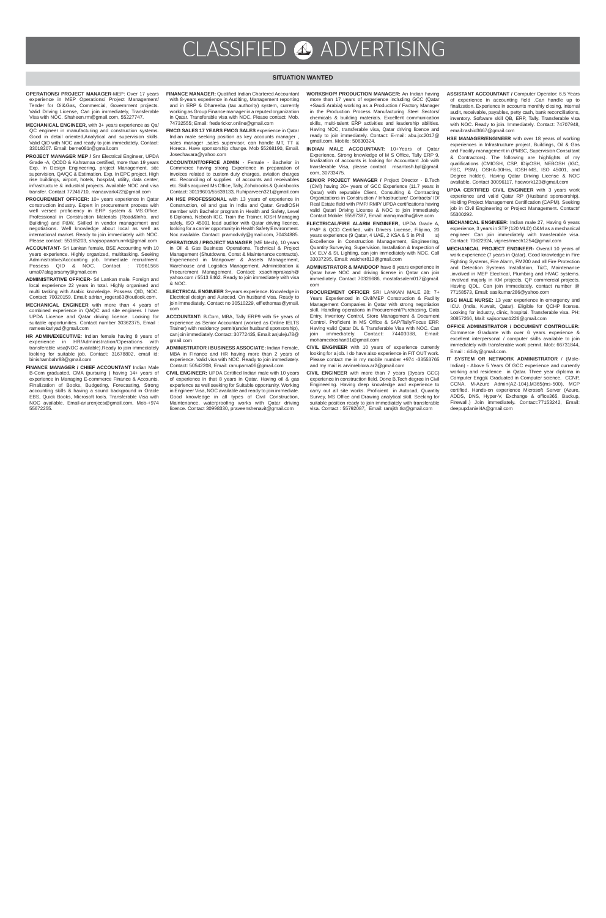# CLASSIFIED ADVERTISING

## SITUATION WANTED

**OPERATIONS/ PROJECT MANAGER**-MEP: Over 17 years experience in MEP Operations/ Project Management/ Tender for Oil&Gas, Commercial, Government projects. Valid Driving License, Can join immediately, Transferable Visa with NOC. Shaheen.rm@gmail.com, 55227747.

**MECHANICAL ENGINEER,** with 3+ years experience as Qa/ QC engineer in manufacturing and construction systems. Good in detail oriented,Analytical and supervision skills. Valid QID with NOC and ready to join immediately. Contact: 33018207. Email: beme081r@gmail.com

**PROJECT MANAGER MEP /** Snr Electrical Engineer, UPDA Grade -A, QCDD & Kahramaa certified, more than 19 years Exp. In Design Engineering, project Management, site supervision, QA/QC & Estimation. Exp. In EPC project, High rise buildings, airport, hotels, hospital, utility, data center, infrastructure & industrial projects. Available NOC and visa transfer. Contact 77246710, manauvark422@gmail.com

**PROCUREMENT OFFICER:** 10+ years experience in Qatar construction industry. Expert in procurement process with well versed proficiency in ERP system & MS.Office. Professional in Construction Materials (Road&Infra. and Building) and P&W. Skilled in vendor management and negotiations. Well knowledge about local as well as international market. Ready to join immediately with NOC. Please contact: 55165203, shajisopanam.nmk@gmail.com

**ACCOUNTANT-** Sri Lankan female, BSE Accounting with 10 years experience. Highly organized, multitasking. Seeking Administrative/Accounting job. Immediate recruitment. Possess QID & NOC. Contact : 70961566 uma07alagarsamy@gmail.com

**ADMINISTRATIVE OFFICER-** Sri Lankan male. Foreign and local experience 22 years in total. Highly organised and multi tasking with Arabic knowledge. Possess QID, NOC. Contact: 70020159. Email: adrian_rogers63@outlook.com.

**MECHANICAL ENGINEER** with more than 4 years of combined experience in QAQC and site engineer. I have UPDA Licence and Qatar driving licence. Looking for suitable opportunities. Contact number 30362375, Email : rameeskariyad@gmail.com

**HR ADMIN/EXECUTIVE:** Indian female having 8 years of experience in HR/Administration/Operations with transferable visa(NOC available).Ready to join immediately looking for suitable job. Contact: 31678802, email id: binishambabr88@gmail.com

**FINANCE MANAGER / CHIEF ACCOUNTANT** Indian Male B-Com graduated, CMA (pursuing ) having 14+ years of experience in Managing E-commerce Finance & Accounts, Finalization of Books, Budgeting, Forecasting, Strong accounting skills & having a sound background in Oracle EBS, Quick Books, Microsoft tools. Transferable Visa with NOC available. Email-anurenjecs@gmail.com, Mob-+974 55672255.

**FINANCE MANAGER:** Qualified Indian Chartered Accountant with 8-years experience in Auditing, Management reporting and in ERP & Dhareeba (tax authority) system, currently working as Group Finance manager in a reputed organization in Qatar. Transferable visa with NOC. Please contact: Mob. 74732555; Email: frederickcr.online@gmail.com

**FMCG SALES 17 YEARS FMCG SALES** experience in Qatar Indian male seeking position as key accounts manager , sales manager ,sales supervisor, can handle MT, TT & Horeca. Have sponsorship change. Mob 55268190, Email. Josechavara@yahoo.com

**ACCOUNTANT/OFFICE ADMIN** - Female - Bachelor in Commerce having strong Experience in preparation of invoices related to custom duty charges, aviation charges etc. Reconciling of supplies of accounts and receivables etc. Skills acquired Ms Office, Tally, Zohobooks & Quickbooks Contact: 30119601/55639133, Ruhiparveen321@gmail.com

**AN HSE PROFESSIONAL** with 13 years of experience in Construction, oil and gas in India and Qatar. GradIOSH member with Bachelor program in Health and Safety, Level 6 Diploma, Nebosh IGC, Train the Trainer, IOSH Managing safely, ISO 45001 lead auditor with Qatar driving licence, looking for a carrier opportunity in Health Safety Environment. Noc available. Contact: pramodvdy@gmail.com, 70434885.

**OPERATIONS / PROJECT MANAGER** (ME Mech), 10 years in Oil & Gas Business Operations, Technical & Project Management (Shutdowns, Const & Maintenance contracts). Experienced in Manpower & Assets Management, Warehouse and Logistics Management, Administration & Procurement Management. Contact: xsachinprakash@yahoo.com / 5513 8462. Ready to join immediately with visa & NOC.

**ELECTRICAL ENGINEER** 3+years experience. Knowledge in Electrical design and Autocad. On husband visa. Ready to join immediately. Contact no 30510229, effiethomas@ymail.com

**ACCOUNTANT:** B.Com, MBA, Tally ERP9 with 5+ years of experience as Senior Accountant (worked as Online IELTS Trainer) with residency permit(under husband sponsorship), can join immediately. Contact: 30772435, Email: anjuleju78@gmail.com

**ADMINISTRATOR / BUSINESS ASSOCIATE:** Indian Female, MBA in Finance and HR having more than 2 years of experience. Valid visa with NOC. Ready to join immediately. Contact: 50542208, Email: ranupama06@gmail.com

**CIVIL ENGINEER:** UPDA Certified Indian male with 10 years of experience in that 8 years in Qatar. Having oil & gas experience as well seeking for Suitable opportunity. Working in Engineer Visa, NOC available and ready to join immediate. Good knowledge in all types of Civil Construction, Maintenance, waterproofing works with Qatar driving licence. Contact 30998330, praveenshenavit@gmail.com

**WORKSHOP/ PRODUCTION MANAGER:** An Indian having more than 17 years of experience including GCC (Qatar +Saudi Arabia) working as a Production / Factory Manager in the Production Process Manufacturing Steel Sectors/ chemicals & building materials. Excellent communication skills, multi-talent ERP activities and leadership abilities. Having NOC, transferable visa, Qatar driving licence and ready to join immediately. Contact: E-mail: abu.jcc2017@gmail.com, Mobile: 50630324.

**INDIAN MALE ACCOUNTANT:** 10+Years of Qatar Experience, Strong knowledge of M S Office, Tally ERP 9, finalization of accounts is looking for Accountant Job with transferable Visa, please contact msantosh.bpl@gmail.com, 30733475.

**SENIOR PROJECT MANAGER /** Project Director - B.Tech (Civil) having 20+ years of GCC Experience (11.7 years in Qatar) with reputable Client, Consulting & Contracting Organizations in Construction / Infrastructure/ Contracts/ ID/ Real Estate field with PMP/ RMP/ UPDA certifications having valid Qatari Driving License & NOC to join immediately. Contact Mobile: 55597387, Email: manojmadhu@live.com

**ELECTRICAL/FIRE ALARM ENGINEER,** UPDA Grade A, PMP & QCD Certified, with Drivers License, Filipino, 20 years experience (9 Qatar, 4 UAE, 2 KSA & 5 in Phil s) Excellence in Construction Management, Engineering, Quantity Surveying, Supervision, Installation & Inspection of LV, ELV & St. Lighting, can join immediately with NOC. Call 33037295, Email: walcher813@gmail.com

**ADMINISTRATOR & MANDOOP** have 8 years experience in Qatar have NOC and driving license in Qatar can join immediately. Contact 70326686, mostafasalem017@gmail.com

**PROCUREMENT OFFICER** SRI LANKAN MALE 28: 7+ Years Experienced in Civil/MEP Construction & Facility Management Companies in Qatar with strong negotiation skill. Handling operations in Procurement/Purchasing, Data Entry, Inventory Control, Store Management & Document Control. Proficient in MS Office & SAP/Tally/Focus ERP. Having valid Qatar DL & Transferable Visa with NOC. Can join immediately. Contact: 74403088, Email: mohamedroshan91@gmail.com

**CIVIL ENGINEER** with 10 years of experience currently looking for a job. I do have also experience in FIT OUT work. Please contact me in my mobile number +974 -33553765 and my mail is arvinreblora.ar2@gmail.com

**CIVIL ENGINEER** with more than 7 years (3years GCC) experience in construction field. Done B.Tech degree in Civil Engineering. Having deep knowledge and experience to carry out all site works. Proficient in Autocad, Quantity Survey, MS Office and Drawing analytical skill. Seeking for suitable position ready to join immediately with transferable visa. Contact : 55792087, Email: ramjith.tkr@gmail.com

**ASSISTANT ACCOUNTANT /** Computer Operator: 6.5 Years of experience in accounting field .Can handle up to finalization. Experience in accounts monthly closing, internal audit, receivable, payables, petty cash, bank reconciliations, inventory. Software skill QB, ERP, Tally. Transferable visa with NOC. Ready to join. Immediately. Contact: 74707948, email:rashid3667@gmail.com

**HSE MANAGER/ENGINEER** with over 18 years of working experiences in Infrastructure project, Buildings, Oil & Gas and Facility management in (PMSC, Supervision Consultant & Contractors). The following are highlights of my qualifications (CMIOSH, CSP, IDipOSH, NEBOSH (IGC, FSC, PSM), OSHA-30Hrs, IOSH-MS, ISO 45001, and Degree holder). Having Qatar Driving License & NOC available. Contact 30096117, hsework123@gmail.com

**UPDA CERTIFIED CIVIL ENGINEER** with 3 years work experience and valid Qatar RP (Husband sponsorship). Holding Project Management Certification (CAPM). Seeking job in Civil Engineering or Project Management. Contact# 55300292.

**MECHANICAL ENGINEER**: Indian male 27, Having 6 years experience, 3 years in STP (120 MLD) O&M as a mechanical engineer. Can join immediately with transferable visa. Contact: 70622924, vigneshmech1254@gmail.com

**MECHANICAL PROJECT ENGINEER-** Overall 10 years of work experience (7 years in Qatar). Good knowledge in Fire Fighting Systems, Fire Alarm, FM200 and all Fire Protection and Detection Systems Installation, T&C, Maintenance ,involved in MEP Electrical, Plumbing and HVAC systems. Involved majorly in KM projects, QP commercial projects. Having QDL. Can join immediately. contact number @ 77158573, Email: sasikumar286@yahoo.com

**BSC MALE NURSE:** 13 year experience in emergency and ICU. (India, Kuwait, Qatar). Eligible for QCHP license. Looking for industry, clinic, hospital. Transferable visa. PH: 30857266, Mail: sajisoman1226@gmail.com

**OFFICE ADMINISTRATOR / DOCUMENT CONTROLLER:** Commerce Graduate with over 6 years experience & excellent interpersonal / computer skills available to join immediately with transferable work permit. Mob: 66731844, Email : ridi4y@gmail.com.

**IT SYSTEM OR NETWORK ADMINISTRATOR** / (Male-Indian) - Above 5 Years Of GCC experience and currently working and residence in Qatar. Three year diploma in Computer Engg& Graduated in Computer science. CCNP, CCNA, M-Azure Admin(AZ-104),M365(ms-500), MCP certified. Hands-on experience Microsoft Server (Azure, ADDS, DNS, Hyper-V, Exchange & office365, Backup, Firewall.) Join immediately. Contact:77153242, Email: deepupdaniel4A@gmail.com